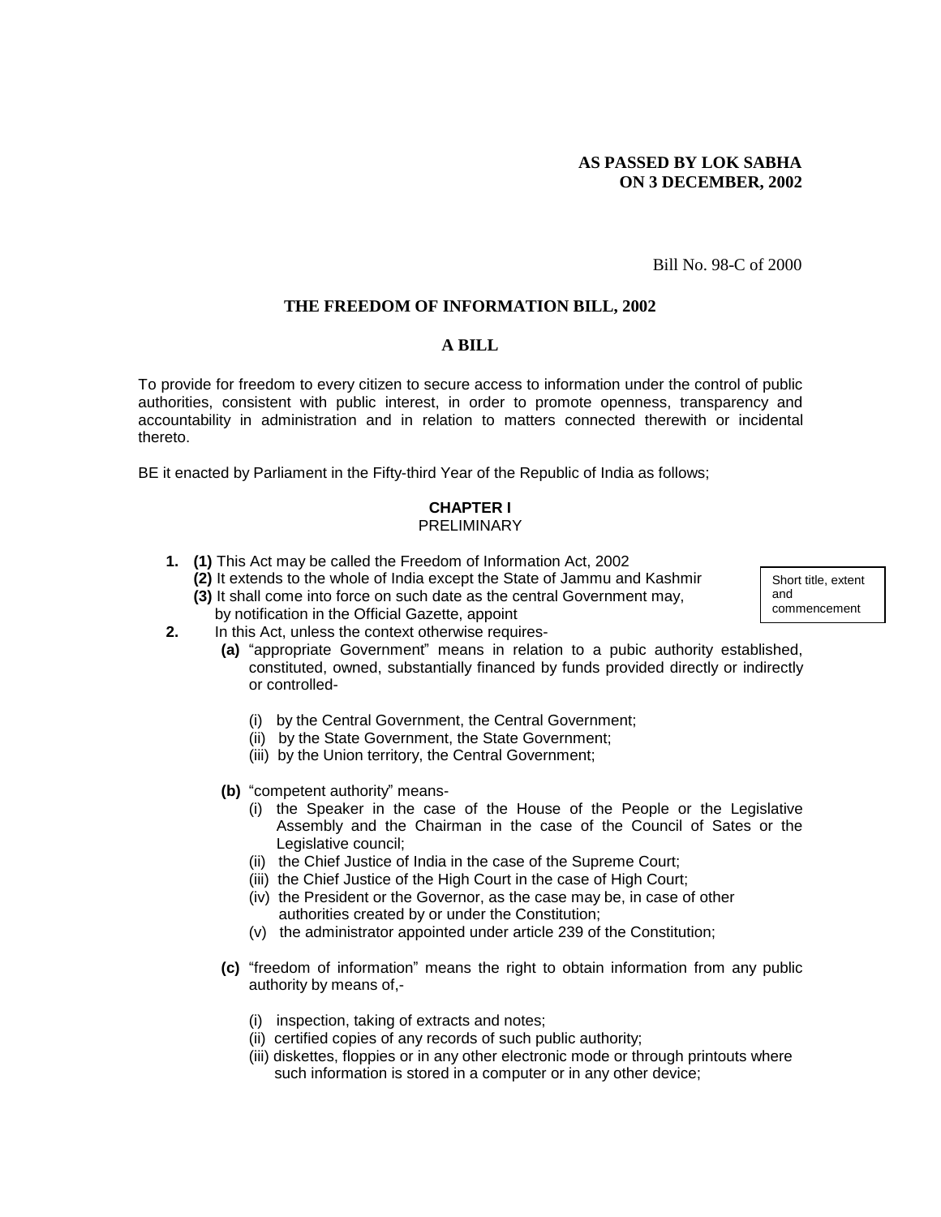**AS PASSED BY LOK SABHA**
**ON 3 DECEMBER, 2002**

Bill No. 98-C of 2000

# THE FREEDOM OF INFORMATION BILL, 2002

## A BILL

To provide for freedom to every citizen to secure access to information under the control of public authorities, consistent with public interest, in order to promote openness, transparency and accountability in administration and in relation to matters connected therewith or incidental thereto.

BE it enacted by Parliament in the Fifty-third Year of the Republic of India as follows;

## CHAPTER I
PRELIMINARY

Short title, extent and commencement

**1.** **(1)** This Act may be called the Freedom of Information Act, 2002
**(2)** It extends to the whole of India except the State of Jammu and Kashmir
**(3)** It shall come into force on such date as the central Government may, by notification in the Official Gazette, appoint

**2.** In this Act, unless the context otherwise requires-

**(a)** "appropriate Government" means in relation to a pubic authority established, constituted, owned, substantially financed by funds provided directly or indirectly or controlled-

(i) by the Central Government, the Central Government;
(ii) by the State Government, the State Government;
(iii) by the Union territory, the Central Government;

**(b)** "competent authority" means-

(i) the Speaker in the case of the House of the People or the Legislative Assembly and the Chairman in the case of the Council of Sates or the Legislative council;
(ii) the Chief Justice of India in the case of the Supreme Court;
(iii) the Chief Justice of the High Court in the case of High Court;
(iv) the President or the Governor, as the case may be, in case of other authorities created by or under the Constitution;
(v) the administrator appointed under article 239 of the Constitution;

**(c)** "freedom of information" means the right to obtain information from any public authority by means of,-

(i) inspection, taking of extracts and notes;
(ii) certified copies of any records of such public authority;
(iii) diskettes, floppies or in any other electronic mode or through printouts where such information is stored in a computer or in any other device;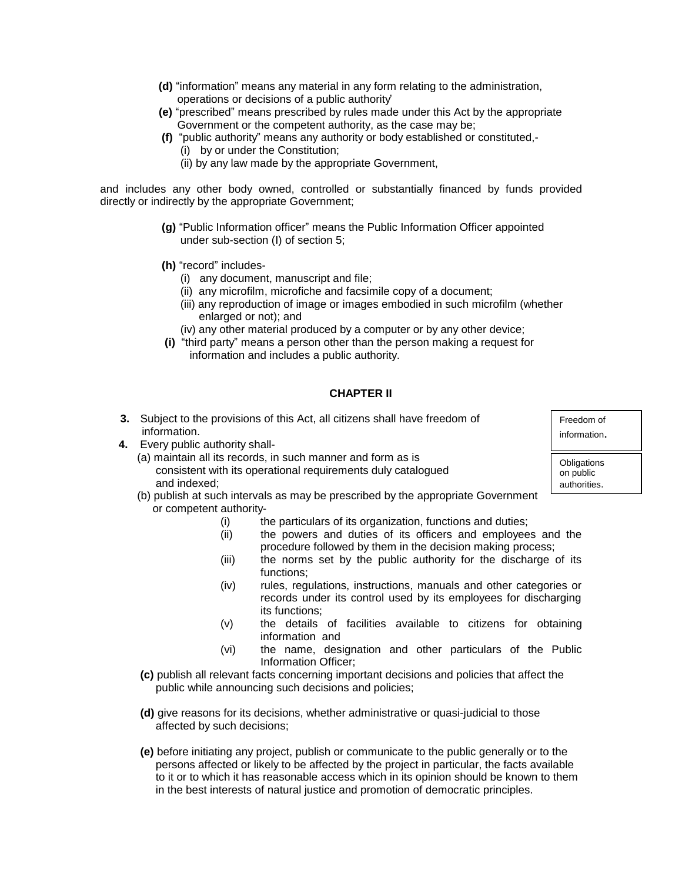**(d)** "information" means any material in any form relating to the administration, operations or decisions of a public authority'

**(e)** "prescribed" means prescribed by rules made under this Act by the appropriate Government or the competent authority, as the case may be;

**(f)** "public authority" means any authority or body established or constituted,-

(i) by or under the Constitution;

(ii) by any law made by the appropriate Government,

and includes any other body owned, controlled or substantially financed by funds provided directly or indirectly by the appropriate Government;

**(g)** "Public Information officer" means the Public Information Officer appointed under sub-section (I) of section 5;

**(h)** "record" includes-

(i) any document, manuscript and file;

(ii) any microfilm, microfiche and facsimile copy of a document;

(iii) any reproduction of image or images embodied in such microfilm (whether enlarged or not); and

(iv) any other material produced by a computer or by any other device;

**(i)** "third party" means a person other than the person making a request for information and includes a public authority.

## CHAPTER II

Freedom of information.

**3.** Subject to the provisions of this Act, all citizens shall have freedom of information.

Obligations on public authorities.

**4.** Every public authority shall-

(a) maintain all its records, in such manner and form as is consistent with its operational requirements duly catalogued and indexed;

(b) publish at such intervals as may be prescribed by the appropriate Government or competent authority-

(i) the particulars of its organization, functions and duties;

(ii) the powers and duties of its officers and employees and the procedure followed by them in the decision making process;

(iii) the norms set by the public authority for the discharge of its functions;

(iv) rules, regulations, instructions, manuals and other categories or records under its control used by its employees for discharging its functions;

(v) the details of facilities available to citizens for obtaining information and

(vi) the name, designation and other particulars of the Public Information Officer;

**(c)** publish all relevant facts concerning important decisions and policies that affect the public while announcing such decisions and policies;

**(d)** give reasons for its decisions, whether administrative or quasi-judicial to those affected by such decisions;

**(e)** before initiating any project, publish or communicate to the public generally or to the persons affected or likely to be affected by the project in particular, the facts available to it or to which it has reasonable access which in its opinion should be known to them in the best interests of natural justice and promotion of democratic principles.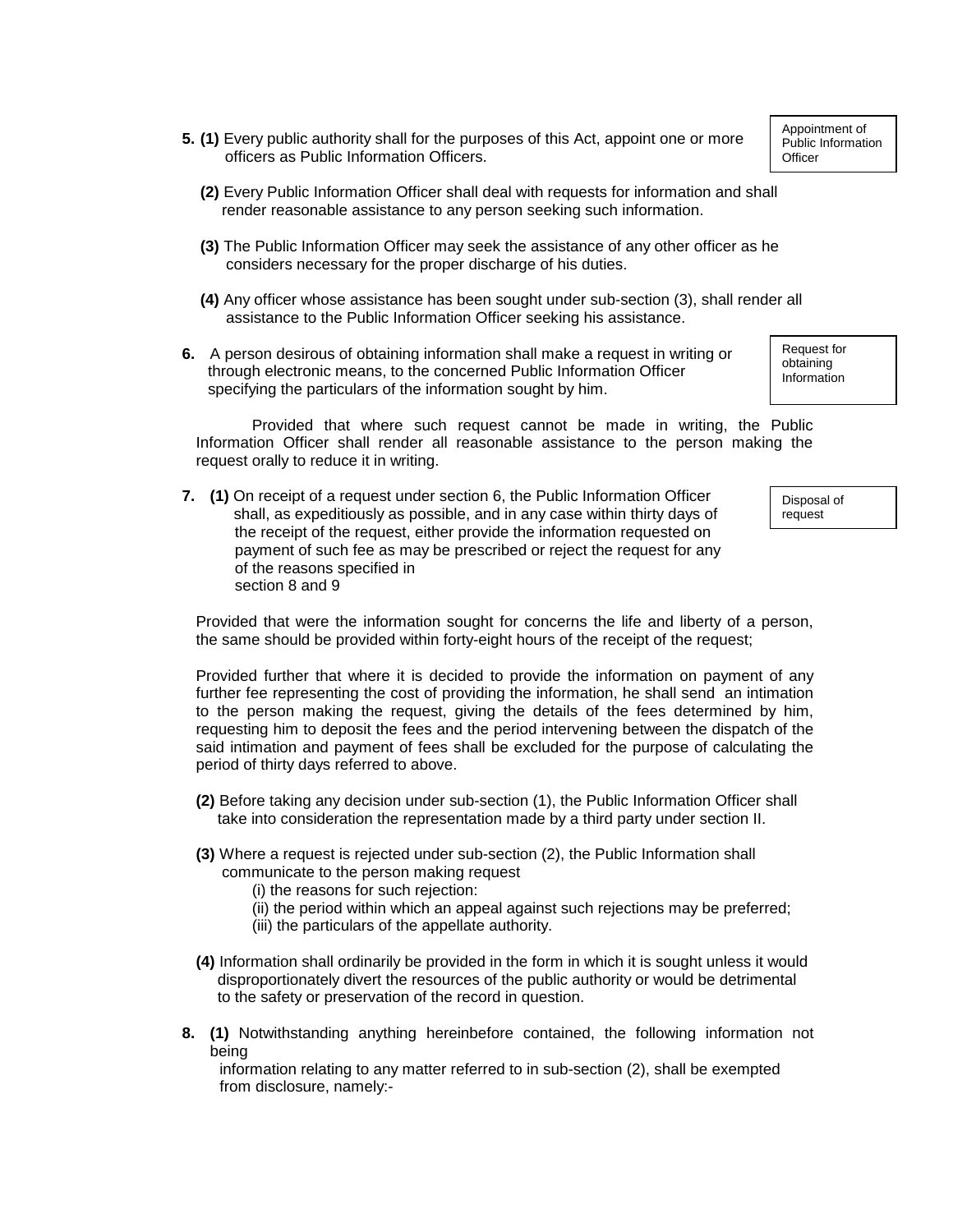**5. (1)** Every public authority shall for the purposes of this Act, appoint one or more officers as Public Information Officers.

*Appointment of Public Information Officer*

**(2)** Every Public Information Officer shall deal with requests for information and shall render reasonable assistance to any person seeking such information.

**(3)** The Public Information Officer may seek the assistance of any other officer as he considers necessary for the proper discharge of his duties.

**(4)** Any officer whose assistance has been sought under sub-section (3), shall render all assistance to the Public Information Officer seeking his assistance.

**6.** A person desirous of obtaining information shall make a request in writing or through electronic means, to the concerned Public Information Officer specifying the particulars of the information sought by him.

*Request for obtaining Information*

Provided that where such request cannot be made in writing, the Public Information Officer shall render all reasonable assistance to the person making the request orally to reduce it in writing.

**7. (1)** On receipt of a request under section 6, the Public Information Officer shall, as expeditiously as possible, and in any case within thirty days of the receipt of the request, either provide the information requested on payment of such fee as may be prescribed or reject the request for any of the reasons specified in section 8 and 9

*Disposal of request*

Provided that were the information sought for concerns the life and liberty of a person, the same should be provided within forty-eight hours of the receipt of the request;

Provided further that where it is decided to provide the information on payment of any further fee representing the cost of providing the information, he shall send an intimation to the person making the request, giving the details of the fees determined by him, requesting him to deposit the fees and the period intervening between the dispatch of the said intimation and payment of fees shall be excluded for the purpose of calculating the period of thirty days referred to above.

**(2)** Before taking any decision under sub-section (1), the Public Information Officer shall take into consideration the representation made by a third party under section II.

**(3)** Where a request is rejected under sub-section (2), the Public Information shall communicate to the person making request

(i) the reasons for such rejection:
(ii) the period within which an appeal against such rejections may be preferred;
(iii) the particulars of the appellate authority.

**(4)** Information shall ordinarily be provided in the form in which it is sought unless it would disproportionately divert the resources of the public authority or would be detrimental to the safety or preservation of the record in question.

**8. (1)** Notwithstanding anything hereinbefore contained, the following information not being information relating to any matter referred to in sub-section (2), shall be exempted from disclosure, namely:-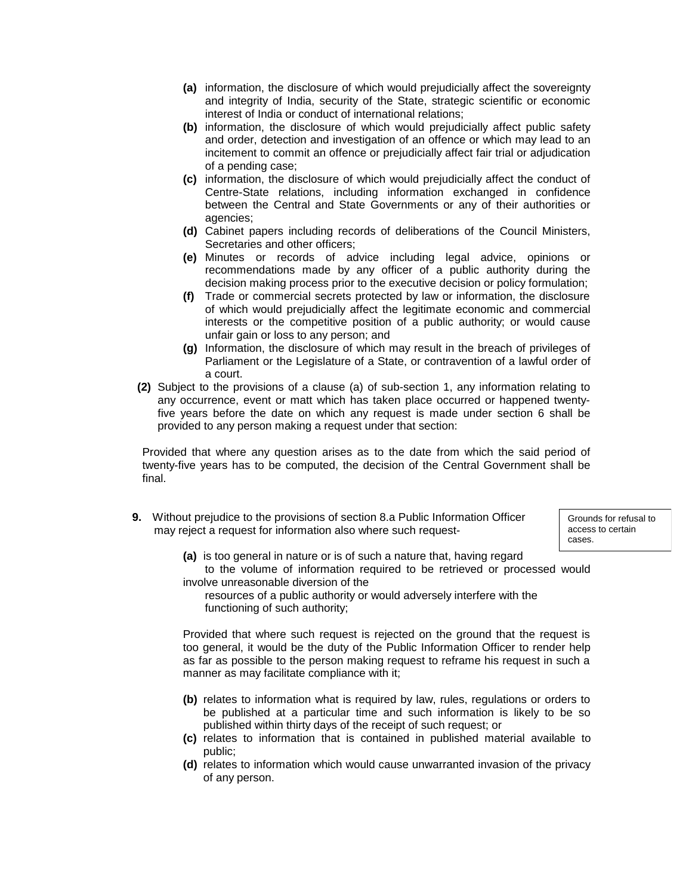- **(a)** information, the disclosure of which would prejudicially affect the sovereignty and integrity of India, security of the State, strategic scientific or economic interest of India or conduct of international relations;
- **(b)** information, the disclosure of which would prejudicially affect public safety and order, detection and investigation of an offence or which may lead to an incitement to commit an offence or prejudicially affect fair trial or adjudication of a pending case;
- **(c)** information, the disclosure of which would prejudicially affect the conduct of Centre-State relations, including information exchanged in confidence between the Central and State Governments or any of their authorities or agencies;
- **(d)** Cabinet papers including records of deliberations of the Council Ministers, Secretaries and other officers;
- **(e)** Minutes or records of advice including legal advice, opinions or recommendations made by any officer of a public authority during the decision making process prior to the executive decision or policy formulation;
- **(f)** Trade or commercial secrets protected by law or information, the disclosure of which would prejudicially affect the legitimate economic and commercial interests or the competitive position of a public authority; or would cause unfair gain or loss to any person; and
- **(g)** Information, the disclosure of which may result in the breach of privileges of Parliament or the Legislature of a State, or contravention of a lawful order of a court.

**(2)** Subject to the provisions of a clause (a) of sub-section 1, any information relating to any occurrence, event or matt which has taken place occurred or happened twenty-five years before the date on which any request is made under section 6 shall be provided to any person making a request under that section:

Provided that where any question arises as to the date from which the said period of twenty-five years has to be computed, the decision of the Central Government shall be final.

Grounds for refusal to access to certain cases.

**9.** Without prejudice to the provisions of section 8.a Public Information Officer may reject a request for information also where such request-

- **(a)** is too general in nature or is of such a nature that, having regard to the volume of information required to be retrieved or processed would involve unreasonable diversion of the resources of a public authority or would adversely interfere with the functioning of such authority;

  Provided that where such request is rejected on the ground that the request is too general, it would be the duty of the Public Information Officer to render help as far as possible to the person making request to reframe his request in such a manner as may facilitate compliance with it;

- **(b)** relates to information what is required by law, rules, regulations or orders to be published at a particular time and such information is likely to be so published within thirty days of the receipt of such request; or
- **(c)** relates to information that is contained in published material available to public;
- **(d)** relates to information which would cause unwarranted invasion of the privacy of any person.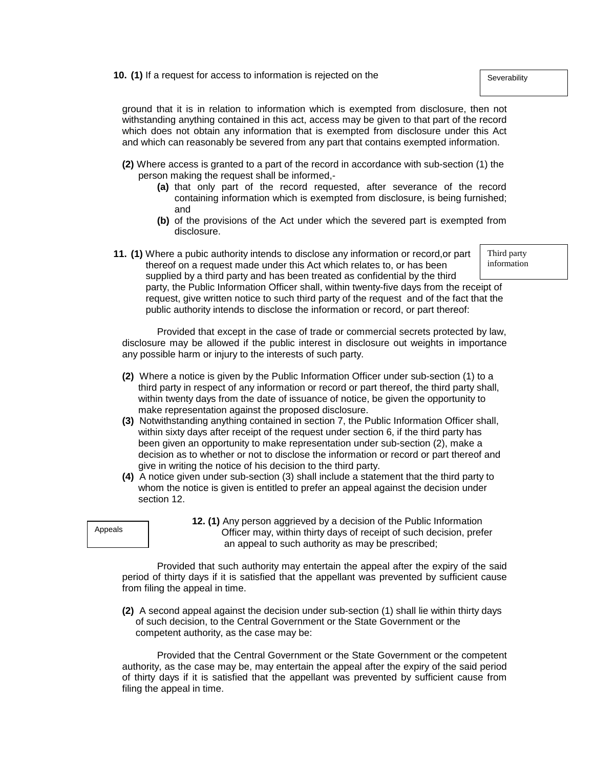**Severability**

**10. (1)** If a request for access to information is rejected on the ground that it is in relation to information which is exempted from disclosure, then not withstanding anything contained in this act, access may be given to that part of the record which does not obtain any information that is exempted from disclosure under this Act and which can reasonably be severed from any part that contains exempted information.

**(2)** Where access is granted to a part of the record in accordance with sub-section (1) the person making the request shall be informed,-

- **(a)** that only part of the record requested, after severance of the record containing information which is exempted from disclosure, is being furnished; and
- **(b)** of the provisions of the Act under which the severed part is exempted from disclosure.

**Third party information**

**11. (1)** Where a pubic authority intends to disclose any information or record,or part thereof on a request made under this Act which relates to, or has been supplied by a third party and has been treated as confidential by the third party, the Public Information Officer shall, within twenty-five days from the receipt of request, give written notice to such third party of the request and of the fact that the public authority intends to disclose the information or record, or part thereof:

Provided that except in the case of trade or commercial secrets protected by law, disclosure may be allowed if the public interest in disclosure out weights in importance any possible harm or injury to the interests of such party.

**(2)** Where a notice is given by the Public Information Officer under sub-section (1) to a third party in respect of any information or record or part thereof, the third party shall, within twenty days from the date of issuance of notice, be given the opportunity to make representation against the proposed disclosure.

**(3)** Notwithstanding anything contained in section 7, the Public Information Officer shall, within sixty days after receipt of the request under section 6, if the third party has been given an opportunity to make representation under sub-section (2), make a decision as to whether or not to disclose the information or record or part thereof and give in writing the notice of his decision to the third party.

**(4)** A notice given under sub-section (3) shall include a statement that the third party to whom the notice is given is entitled to prefer an appeal against the decision under section 12.

**Appeals**

**12. (1)** Any person aggrieved by a decision of the Public Information Officer may, within thirty days of receipt of such decision, prefer an appeal to such authority as may be prescribed;

Provided that such authority may entertain the appeal after the expiry of the said period of thirty days if it is satisfied that the appellant was prevented by sufficient cause from filing the appeal in time.

**(2)** A second appeal against the decision under sub-section (1) shall lie within thirty days of such decision, to the Central Government or the State Government or the competent authority, as the case may be:

Provided that the Central Government or the State Government or the competent authority, as the case may be, may entertain the appeal after the expiry of the said period of thirty days if it is satisfied that the appellant was prevented by sufficient cause from filing the appeal in time.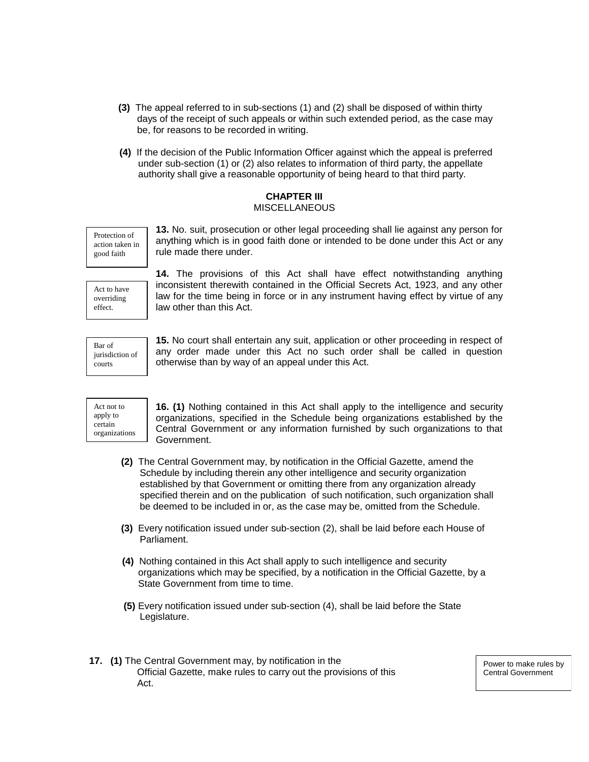**(3)** The appeal referred to in sub-sections (1) and (2) shall be disposed of within thirty days of the receipt of such appeals or within such extended period, as the case may be, for reasons to be recorded in writing.

**(4)** If the decision of the Public Information Officer against which the appeal is preferred under sub-section (1) or (2) also relates to information of third party, the appellate authority shall give a reasonable opportunity of being heard to that third party.

## CHAPTER III
MISCELLANEOUS

*Protection of action taken in good faith*

**13.** No. suit, prosecution or other legal proceeding shall lie against any person for anything which is in good faith done or intended to be done under this Act or any rule made there under.

*Act to have overriding effect.*

**14.** The provisions of this Act shall have effect notwithstanding anything inconsistent therewith contained in the Official Secrets Act, 1923, and any other law for the time being in force or in any instrument having effect by virtue of any law other than this Act.

*Bar of jurisdiction of courts*

**15.** No court shall entertain any suit, application or other proceeding in respect of any order made under this Act no such order shall be called in question otherwise than by way of an appeal under this Act.

*Act not to apply to certain organizations*

**16. (1)** Nothing contained in this Act shall apply to the intelligence and security organizations, specified in the Schedule being organizations established by the Central Government or any information furnished by such organizations to that Government.

**(2)** The Central Government may, by notification in the Official Gazette, amend the Schedule by including therein any other intelligence and security organization established by that Government or omitting there from any organization already specified therein and on the publication of such notification, such organization shall be deemed to be included in or, as the case may be, omitted from the Schedule.

**(3)** Every notification issued under sub-section (2), shall be laid before each House of Parliament.

**(4)** Nothing contained in this Act shall apply to such intelligence and security organizations which may be specified, by a notification in the Official Gazette, by a State Government from time to time.

**(5)** Every notification issued under sub-section (4), shall be laid before the State Legislature.

*Power to make rules by Central Government*

**17. (1)** The Central Government may, by notification in the Official Gazette, make rules to carry out the provisions of this Act.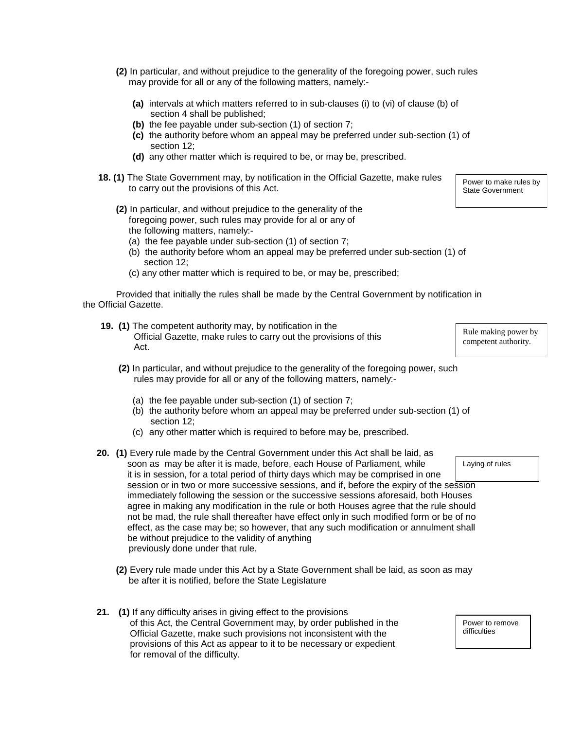**(2)** In particular, and without prejudice to the generality of the foregoing power, such rules may provide for all or any of the following matters, namely:-

- **(a)** intervals at which matters referred to in sub-clauses (i) to (vi) of clause (b) of section 4 shall be published;
- **(b)** the fee payable under sub-section (1) of section 7;
- **(c)** the authority before whom an appeal may be preferred under sub-section (1) of section 12;
- **(d)** any other matter which is required to be, or may be, prescribed.

Power to make rules by State Government

**18. (1)** The State Government may, by notification in the Official Gazette, make rules to carry out the provisions of this Act.

**(2)** In particular, and without prejudice to the generality of the foregoing power, such rules may provide for al or any of the following matters, namely:-

- (a) the fee payable under sub-section (1) of section 7;
- (b) the authority before whom an appeal may be preferred under sub-section (1) of section 12;
- (c) any other matter which is required to be, or may be, prescribed;

Provided that initially the rules shall be made by the Central Government by notification in the Official Gazette.

Rule making power by competent authority.

**19. (1)** The competent authority may, by notification in the Official Gazette, make rules to carry out the provisions of this Act.

**(2)** In particular, and without prejudice to the generality of the foregoing power, such rules may provide for all or any of the following matters, namely:-

- (a) the fee payable under sub-section (1) of section 7;
- (b) the authority before whom an appeal may be preferred under sub-section (1) of section 12;
- (c) any other matter which is required to before may be, prescribed.

Laying of rules

**20. (1)** Every rule made by the Central Government under this Act shall be laid, as soon as may be after it is made, before, each House of Parliament, while it is in session, for a total period of thirty days which may be comprised in one session or in two or more successive sessions, and if, before the expiry of the session immediately following the session or the successive sessions aforesaid, both Houses agree in making any modification in the rule or both Houses agree that the rule should not be mad, the rule shall thereafter have effect only in such modified form or be of no effect, as the case may be; so however, that any such modification or annulment shall be without prejudice to the validity of anything previously done under that rule.

**(2)** Every rule made under this Act by a State Government shall be laid, as soon as may be after it is notified, before the State Legislature

Power to remove difficulties

**21. (1)** If any difficulty arises in giving effect to the provisions of this Act, the Central Government may, by order published in the Official Gazette, make such provisions not inconsistent with the provisions of this Act as appear to it to be necessary or expedient for removal of the difficulty.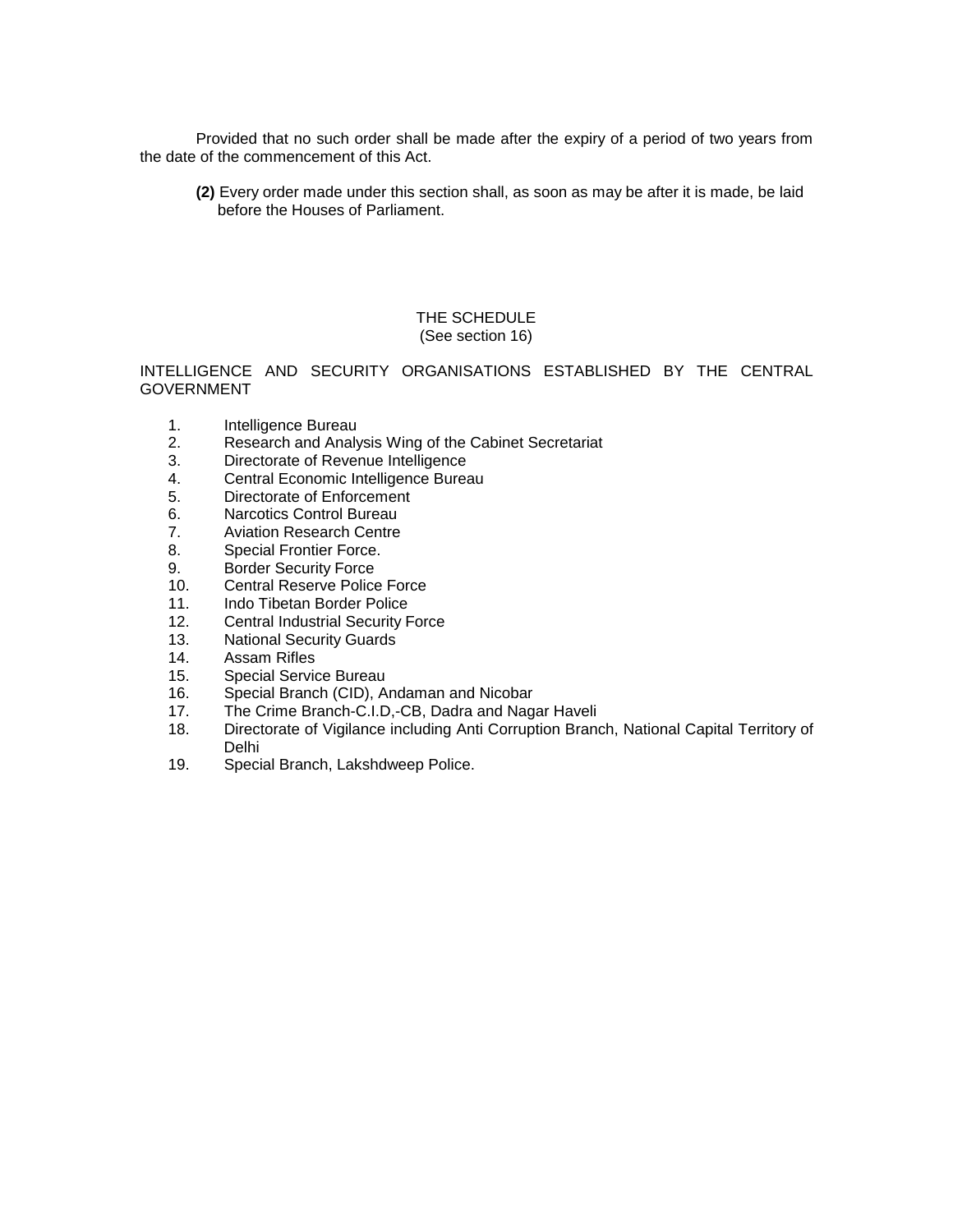Provided that no such order shall be made after the expiry of a period of two years from the date of the commencement of this Act.

**(2)** Every order made under this section shall, as soon as may be after it is made, be laid before the Houses of Parliament.

## THE SCHEDULE

(See section 16)

INTELLIGENCE AND SECURITY ORGANISATIONS ESTABLISHED BY THE CENTRAL GOVERNMENT

1. Intelligence Bureau
2. Research and Analysis Wing of the Cabinet Secretariat
3. Directorate of Revenue Intelligence
4. Central Economic Intelligence Bureau
5. Directorate of Enforcement
6. Narcotics Control Bureau
7. Aviation Research Centre
8. Special Frontier Force.
9. Border Security Force
10. Central Reserve Police Force
11. Indo Tibetan Border Police
12. Central Industrial Security Force
13. National Security Guards
14. Assam Rifles
15. Special Service Bureau
16. Special Branch (CID), Andaman and Nicobar
17. The Crime Branch-C.I.D,-CB, Dadra and Nagar Haveli
18. Directorate of Vigilance including Anti Corruption Branch, National Capital Territory of Delhi
19. Special Branch, Lakshdweep Police.